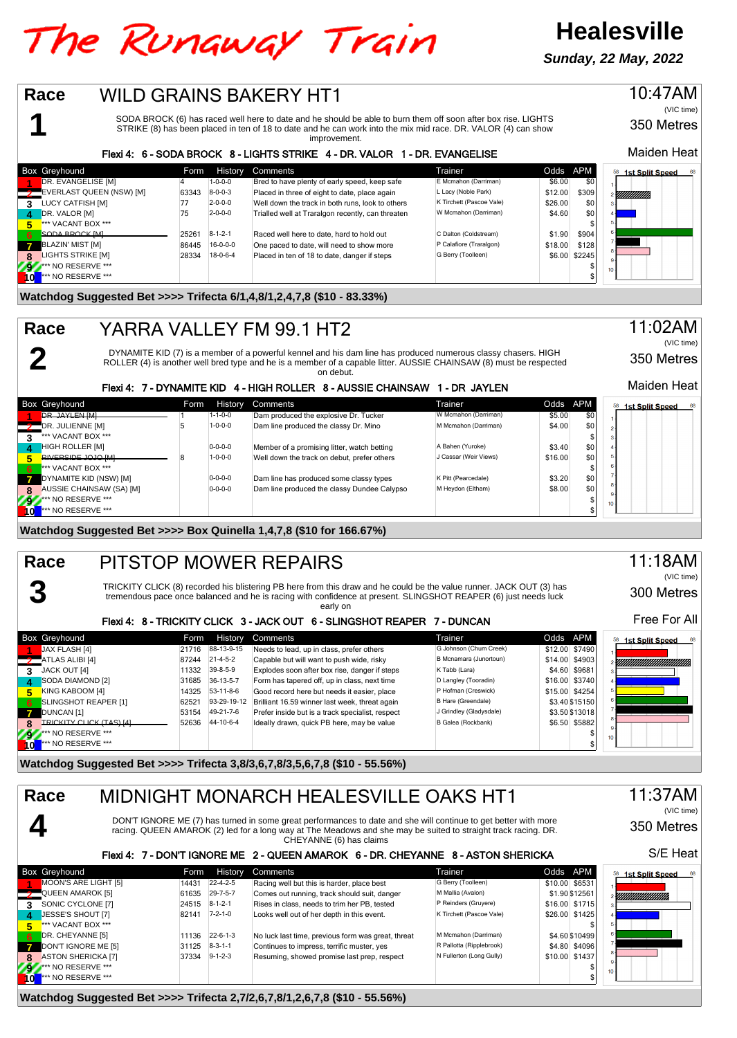# The Runaway Train

## Healesville

**Sunday, 22 May, 2022**

---

## Race 1 — WILD GRAINS BAKERY HT1

10:47AM (VIC time) | 350 Metres | Maiden Heat

SODA BROCK (6) has raced well here to date and he should be able to burn them off soon after box rise. LIGHTS STRIKE (8) has been placed in ten of 18 to date and he can work into the mix mid race. DR. VALOR (4) can show improvement.

**Flexi 4: 6 - SODA BROCK 8 - LIGHTS STRIKE 4 - DR. VALOR 1 - DR. EVANGELISE**

| Box | Greyhound | Form | History | Comments | Trainer | Odds | APM |
|---|---|---|---|---|---|---|---|
| 1 | DR. EVANGELISE [M] | 4 | 1-0-0-0 | Bred to have plenty of early speed, keep safe | E Mcmahon (Darriman) | $6.00 | $0 |
| 2 | EVERLAST QUEEN (NSW) [M] | 63343 | 8-0-0-3 | Placed in three of eight to date, place again | L Lacy (Noble Park) | $12.00 | $309 |
| 3 | LUCY CATFISH [M] | 77 | 2-0-0-0 | Well down the track in both runs, look to others | K Tirchett (Pascoe Vale) | $26.00 | $0 |
| 4 | DR. VALOR [M] | 75 | 2-0-0-0 | Trialled well at Traralgon recently, can threaten | W Mcmahon (Darriman) | $4.60 | $0 |
| 5 | *** VACANT BOX *** | | | | | | $ |
| 6 | ~~SODA BROCK [M]~~ | 25261 | 8-1-2-1 | Raced well here to date, hard to hold out | C Dalton (Coldstream) | $1.90 | $904 |
| 7 | BLAZIN' MIST [M] | 86445 | 16-0-0-0 | One paced to date, will need to show more | P Calafiore (Traralgon) | $18.00 | $128 |
| 8 | LIGHTS STRIKE [M] | 28334 | 18-0-6-4 | Placed in ten of 18 to date, danger if steps | G Berry (Toolleen) | $6.00 | $2245 |
| 9 | *** NO RESERVE *** | | | | | | $ |
| 10 | *** NO RESERVE *** | | | | | | $ |

**Watchdog Suggested Bet >>>> Trifecta 6/1,4,8/1,2,4,7,8 ($10 - 83.33%)**

---

## Race 2 — YARRA VALLEY FM 99.1 HT2

11:02AM (VIC time) | 350 Metres | Maiden Heat

DYNAMITE KID (7) is a member of a powerful kennel and his dam line has produced numerous classy chasers. HIGH ROLLER (4) is another well bred type and he is a member of a capable litter. AUSSIE CHAINSAW (8) must be respected on debut.

**Flexi 4: 7 - DYNAMITE KID 4 - HIGH ROLLER 8 - AUSSIE CHAINSAW 1 - DR JAYLEN**

| Box | Greyhound | Form | History | Comments | Trainer | Odds | APM |
|---|---|---|---|---|---|---|---|
| 1 | ~~DR. JAYLEN [M]~~ | 1 | 1-1-0-0 | Dam produced the explosive Dr. Tucker | W Mcmahon (Darriman) | $5.00 | $0 |
| 2 | DR. JULIENNE [M] | 5 | 1-0-0-0 | Dam line produced the classy Dr. Mino | M Mcmahon (Darriman) | $4.00 | $0 |
| 3 | *** VACANT BOX *** | | | | | | $ |
| 4 | HIGH ROLLER [M] | | 0-0-0-0 | Member of a promising litter, watch betting | A Bahen (Yuroke) | $3.40 | $0 |
| 5 | ~~RIVERSIDE JOJO [M]~~ | 8 | 1-0-0-0 | Well down the track on debut, prefer others | J Cassar (Weir Views) | $16.00 | $0 |
| 6 | *** VACANT BOX *** | | | | | | $ |
| 7 | DYNAMITE KID (NSW) [M] | | 0-0-0-0 | Dam line has produced some classy types | K Pitt (Pearcedale) | $3.20 | $0 |
| 8 | AUSSIE CHAINSAW (SA) [M] | | 0-0-0-0 | Dam line produced the classy Dundee Calypso | M Heydon (Eltham) | $8.00 | $0 |
| 9 | *** NO RESERVE *** | | | | | | $ |
| 10 | *** NO RESERVE *** | | | | | | $ |

**Watchdog Suggested Bet >>>> Box Quinella 1,4,7,8 ($10 for 166.67%)**

---

## Race 3 — PITSTOP MOWER REPAIRS

11:18AM (VIC time) | 300 Metres | Free For All

TRICKITY CLICK (8) recorded his blistering PB here from this draw and he could be the value runner. JACK OUT (3) has tremendous pace once balanced and he is racing with confidence at present. SLINGSHOT REAPER (6) just needs luck early on

**Flexi 4: 8 - TRICKITY CLICK 3 - JACK OUT 6 - SLINGSHOT REAPER 7 - DUNCAN**

| Box | Greyhound | Form | History | Comments | Trainer | Odds | APM |
|---|---|---|---|---|---|---|---|
| 1 | JAX FLASH [4] | 21716 | 88-13-9-15 | Needs to lead, up in class, prefer others | G Johnson (Chum Creek) | $12.00 | $7490 |
| 2 | ATLAS ALIBI [4] | 87244 | 21-4-5-2 | Capable but will need to push wide, risky | B Mcnamara (Junortoun) | $14.00 | $4903 |
| 3 | JACK OUT [4] | 11332 | 39-8-5-9 | Explodes soon after box rise, danger if steps | K Tabb (Lara) | $4.60 | $9681 |
| 4 | SODA DIAMOND [2] | 31685 | 36-13-5-7 | Form has tapered off, up in class, next time | D Langley (Tooradin) | $16.00 | $3740 |
| 5 | KING KABOOM [4] | 14325 | 53-11-8-6 | Good record here but needs it easier, place | P Hofman (Creswick) | $15.00 | $4254 |
| 6 | SLINGSHOT REAPER [1] | 62521 | 93-29-19-12 | Brilliant 16.59 winner last week, threat again | B Hare (Greendale) | $3.40 | $15150 |
| 7 | DUNCAN [1] | 53154 | 49-21-7-6 | Prefer inside but is a track specialist, respect | J Grindley (Gladysdale) | $3.50 | $13018 |
| 8 | ~~TRICKITY CLICK (TAS) [4]~~ | 52636 | 44-10-6-4 | Ideally drawn, quick PB here, may be value | B Galea (Rockbank) | $6.50 | $5882 |
| 9 | *** NO RESERVE *** | | | | | | $ |
| 10 | *** NO RESERVE *** | | | | | | $ |

**Watchdog Suggested Bet >>>> Trifecta 3,8/3,6,7,8/3,5,6,7,8 ($10 - 55.56%)**

---

## Race 4 — MIDNIGHT MONARCH HEALESVILLE OAKS HT1

11:37AM (VIC time) | 350 Metres | S/E Heat

DON'T IGNORE ME (7) has turned in some great performances to date and she will continue to get better with more racing. QUEEN AMAROK (2) led for a long way at The Meadows and she may be suited to straight track racing. DR. CHEYANNE (6) has claims

**Flexi 4: 7 - DON'T IGNORE ME 2 - QUEEN AMAROK 6 - DR. CHEYANNE 8 - ASTON SHERICKA**

| Box | Greyhound | Form | History | Comments | Trainer | Odds | APM |
|---|---|---|---|---|---|---|---|
| 1 | MOON'S ARE LIGHT [5] | 14431 | 22-4-2-5 | Racing well but this is harder, place best | G Berry (Toolleen) | $10.00 | $6531 |
| 2 | QUEEN AMAROK [5] | 61635 | 29-7-5-7 | Comes out running, track should suit, danger | M Mallia (Avalon) | $1.90 | $12561 |
| 3 | SONIC CYCLONE [7] | 24515 | 8-1-2-1 | Rises in class, needs to trim her PB, tested | P Reinders (Gruyere) | $16.00 | $1715 |
| 4 | JESSE'S SHOUT [7] | 82141 | 7-2-1-0 | Looks well out of her depth in this event. | K Tirchett (Pascoe Vale) | $26.00 | $1425 |
| 5 | *** VACANT BOX *** | | | | | | $ |
| 6 | DR. CHEYANNE [5] | 11136 | 22-6-1-3 | No luck last time, previous form was great, threat | M Mcmahon (Darriman) | $4.60 | $10499 |
| 7 | DON'T IGNORE ME [5] | 31125 | 8-3-1-1 | Continues to impress, terrific muster, yes | R Pallotta (Ripplebrook) | $4.80 | $4096 |
| 8 | ASTON SHERICKA [7] | 37334 | 9-1-2-3 | Resuming, showed promise last prep, respect | N Fullerton (Long Gully) | $10.00 | $1437 |
| 9 | *** NO RESERVE *** | | | | | | $ |
| 10 | *** NO RESERVE *** | | | | | | $ |

**Watchdog Suggested Bet >>>> Trifecta 2,7/2,6,7,8/1,2,6,7,8 ($10 - 55.56%)**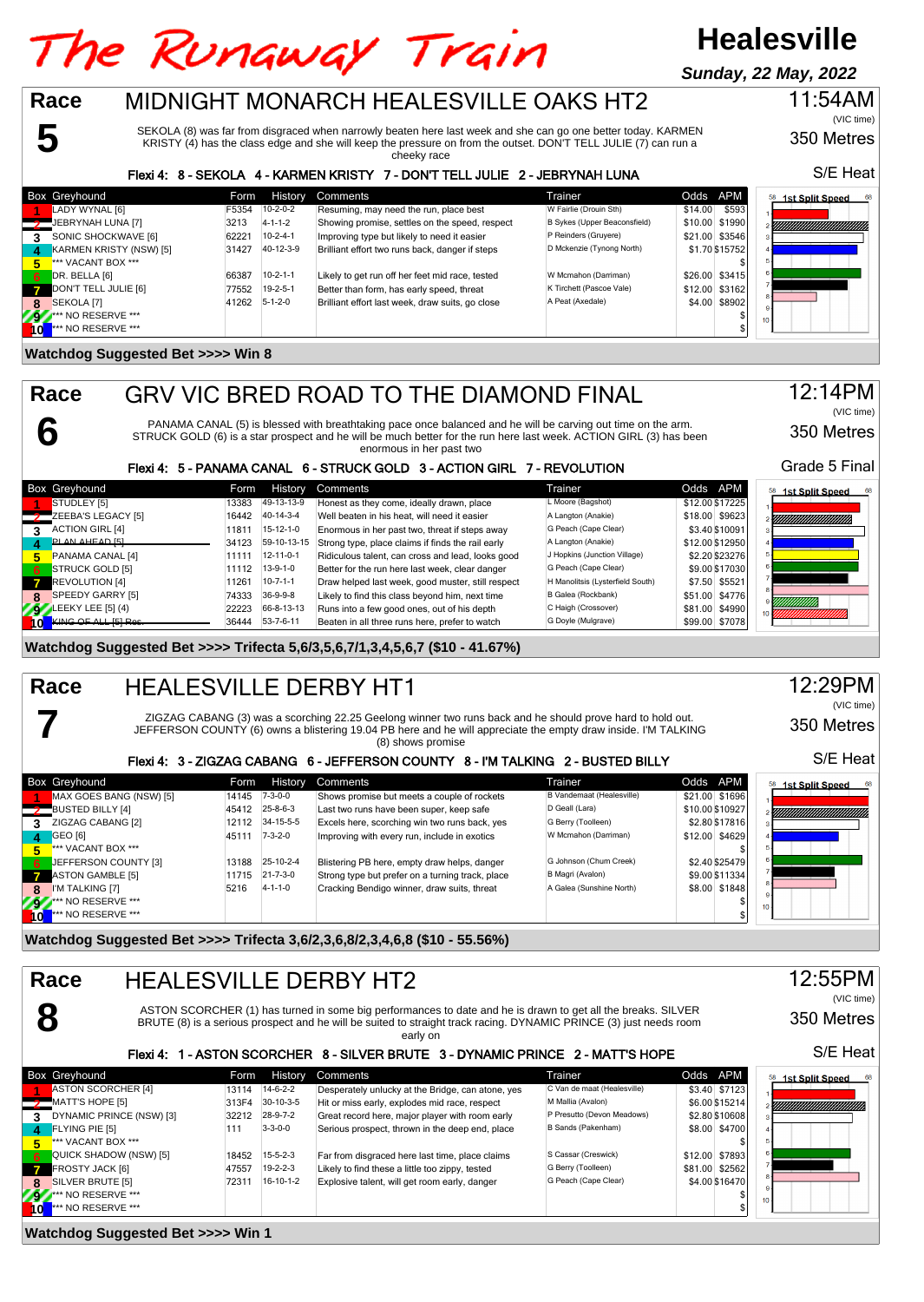# The Runaway Train

**Healesville**

***Sunday, 22 May, 2022***

## Race 5 — MIDNIGHT MONARCH HEALESVILLE OAKS HT2

11:54AM (VIC time)

350 Metres

S/E Heat

SEKOLA (8) was far from disgraced when narrowly beaten here last week and she can go one better today. KARMEN KRISTY (4) has the class edge and she will keep the pressure on from the outset. DON'T TELL JULIE (7) can run a cheeky race

**Flexi 4: 8 - SEKOLA 4 - KARMEN KRISTY 7 - DON'T TELL JULIE 2 - JEBRYNAH LUNA**

| Box | Greyhound | Form | History | Comments | Trainer | Odds | APM |
|---|---|---|---|---|---|---|---|
| 1 | LADY WYNAL [6] | F5354 | 10-2-0-2 | Resuming, may need the run, place best | W Fairlie (Drouin Sth) | $14.00 | $593 |
| 2 | JEBRYNAH LUNA [7] | 3213 | 4-1-1-2 | Showing promise, settles on the speed, respect | B Sykes (Upper Beaconsfield) | $10.00 | $1990 |
| 3 | SONIC SHOCKWAVE [6] | 62221 | 10-2-4-1 | Improving type but likely to need it easier | P Reinders (Gruyere) | $21.00 | $3546 |
| 4 | KARMEN KRISTY (NSW) [5] | 31427 | 40-12-3-9 | Brilliant effort two runs back, danger if steps | D Mckenzie (Tynong North) | $1.70 | $15752 |
| 5 | *** VACANT BOX *** | | | | | | $ |
| 6 | DR. BELLA [6] | 66387 | 10-2-1-1 | Likely to get run off her feet mid race, tested | W Mcmahon (Darriman) | $26.00 | $3415 |
| 7 | DON'T TELL JULIE [6] | 77552 | 19-2-5-1 | Better than form, has early speed, threat | K Tirchett (Pascoe Vale) | $12.00 | $3162 |
| 8 | SEKOLA [7] | 41262 | 5-1-2-0 | Brilliant effort last week, draw suits, go close | A Peat (Axedale) | $4.00 | $8902 |
| 9 | *** NO RESERVE *** | | | | | | $ |
| 10 | *** NO RESERVE *** | | | | | | $ |

**Watchdog Suggested Bet >>>> Win 8**

## Race 6 — GRV VIC BRED ROAD TO THE DIAMOND FINAL

12:14PM (VIC time)

350 Metres

Grade 5 Final

PANAMA CANAL (5) is blessed with breathtaking pace once balanced and he will be carving out time on the arm. STRUCK GOLD (6) is a star prospect and he will be much better for the run here last week. ACTION GIRL (3) has been enormous in her past two

**Flexi 4: 5 - PANAMA CANAL 6 - STRUCK GOLD 3 - ACTION GIRL 7 - REVOLUTION**

| Box | Greyhound | Form | History | Comments | Trainer | Odds | APM |
|---|---|---|---|---|---|---|---|
| 1 | STUDLEY [5] | 13383 | 49-13-13-9 | Honest as they come, ideally drawn, place | L Moore (Bagshot) | $12.00 | $17225 |
| 2 | ZEEBA'S LEGACY [5] | 16442 | 40-14-3-4 | Well beaten in his heat, will need it easier | A Langton (Anakie) | $18.00 | $9623 |
| 3 | ACTION GIRL [4] | 11811 | 15-12-1-0 | Enormous in her past two, threat if steps away | G Peach (Cape Clear) | $3.40 | $10091 |
| 4 | ~~PLAN AHEAD [5]~~ | 34123 | 59-10-13-15 | Strong type, place claims if finds the rail early | A Langton (Anakie) | $12.00 | $12950 |
| 5 | PANAMA CANAL [4] | 11111 | 12-11-0-1 | Ridiculous talent, can cross and lead, looks good | J Hopkins (Junction Village) | $2.20 | $23276 |
| 6 | STRUCK GOLD [5] | 11112 | 13-9-1-0 | Better for the run here last week, clear danger | G Peach (Cape Clear) | $9.00 | $17030 |
| 7 | REVOLUTION [4] | 11261 | 10-7-1-1 | Draw helped last week, good muster, still respect | H Manolitsis (Lysterfield South) | $7.50 | $5521 |
| 8 | SPEEDY GARRY [5] | 74333 | 36-9-9-8 | Likely to find this class beyond him, next time | B Galea (Rockbank) | $51.00 | $4776 |
| 9 | LEEKY LEE [5] (4) | 22223 | 66-8-13-13 | Runs into a few good ones, out of his depth | C Haigh (Crossover) | $81.00 | $4990 |
| 10 | ~~KING OF ALL [5] Res.~~ | 36444 | 53-7-6-11 | Beaten in all three runs here, prefer to watch | G Doyle (Mulgrave) | $99.00 | $7078 |

**Watchdog Suggested Bet >>>> Trifecta 5,6/3,5,6,7/1,3,4,5,6,7 ($10 - 41.67%)**

## Race 7 — HEALESVILLE DERBY HT1

12:29PM (VIC time)

350 Metres

S/E Heat

ZIGZAG CABANG (3) was a scorching 22.25 Geelong winner two runs back and he should prove hard to hold out. JEFFERSON COUNTY (6) owns a blistering 19.04 PB here and he will appreciate the empty draw inside. I'M TALKING (8) shows promise

**Flexi 4: 3 - ZIGZAG CABANG 6 - JEFFERSON COUNTY 8 - I'M TALKING 2 - BUSTED BILLY**

| Box | Greyhound | Form | History | Comments | Trainer | Odds | APM |
|---|---|---|---|---|---|---|---|
| 1 | MAX GOES BANG (NSW) [5] | 14145 | 7-3-0-0 | Shows promise but meets a couple of rockets | B Vandemaat (Healesville) | $21.00 | $1696 |
| 2 | BUSTED BILLY [4] | 45412 | 25-8-6-3 | Last two runs have been good, keep safe | D Geall (Lara) | $10.00 | $10927 |
| 3 | ZIGZAG CABANG [2] | 12112 | 34-15-5-5 | Excels here, scorching win two runs back, yes | G Berry (Toolleen) | $2.80 | $17816 |
| 4 | GEO [6] | 45111 | 7-3-2-0 | Improving with every run, include in exotics | W Mcmahon (Darriman) | $12.00 | $4629 |
| 5 | *** VACANT BOX *** | | | | | | $ |
| 6 | JEFFERSON COUNTY [3] | 13188 | 25-10-2-4 | Blistering PB here, empty draw helps, danger | G Johnson (Chum Creek) | $2.40 | $25479 |
| 7 | ASTON GAMBLE [5] | 11715 | 21-7-3-0 | Strong type but prefer on a turning track, place | B Magri (Avalon) | $9.00 | $11334 |
| 8 | I'M TALKING [7] | 5216 | 4-1-1-0 | Cracking Bendigo winner, draw suits, threat | A Galea (Sunshine North) | $8.00 | $1848 |
| 9 | *** NO RESERVE *** | | | | | | $ |
| 10 | *** NO RESERVE *** | | | | | | $ |

**Watchdog Suggested Bet >>>> Trifecta 3,6/2,3,6,8/2,3,4,6,8 ($10 - 55.56%)**

## Race 8 — HEALESVILLE DERBY HT2

12:55PM (VIC time)

350 Metres

S/E Heat

ASTON SCORCHER (1) has turned in some big performances to date and he is drawn to get all the breaks. SILVER BRUTE (8) is a serious prospect and he will be suited to straight track racing. DYNAMIC PRINCE (3) just needs room early on

**Flexi 4: 1 - ASTON SCORCHER 8 - SILVER BRUTE 3 - DYNAMIC PRINCE 2 - MATT'S HOPE**

| Box | Greyhound | Form | History | Comments | Trainer | Odds | APM |
|---|---|---|---|---|---|---|---|
| 1 | ASTON SCORCHER [4] | 13114 | 14-6-2-2 | Desperately unlucky at the Bridge, can atone, yes | C Van de maat (Healesville) | $3.40 | $7123 |
| 2 | MATT'S HOPE [5] | 313F4 | 30-10-3-5 | Hit or miss early, explodes mid race, respect | M Mallia (Avalon) | $6.00 | $15214 |
| 3 | DYNAMIC PRINCE (NSW) [3] | 32212 | 28-9-7-2 | Great record here, major player with room early | P Presutto (Devon Meadows) | $2.80 | $10608 |
| 4 | FLYING PIE [5] | 111 | 3-3-0-0 | Serious prospect, thrown in the deep end, place | B Sands (Pakenham) | $8.00 | $4700 |
| 5 | *** VACANT BOX *** | | | | | | $ |
| 6 | QUICK SHADOW (NSW) [5] | 18452 | 15-5-2-3 | Far from disgraced here last time, place claims | S Cassar (Creswick) | $12.00 | $7893 |
| 7 | FROSTY JACK [6] | 47557 | 19-2-2-3 | Likely to find these a little too zippy, tested | G Berry (Toolleen) | $81.00 | $2562 |
| 8 | SILVER BRUTE [5] | 72311 | 16-10-1-2 | Explosive talent, will get room early, danger | G Peach (Cape Clear) | $4.00 | $16470 |
| 9 | *** NO RESERVE *** | | | | | | $ |
| 10 | *** NO RESERVE *** | | | | | | $ |

**Watchdog Suggested Bet >>>> Win 1**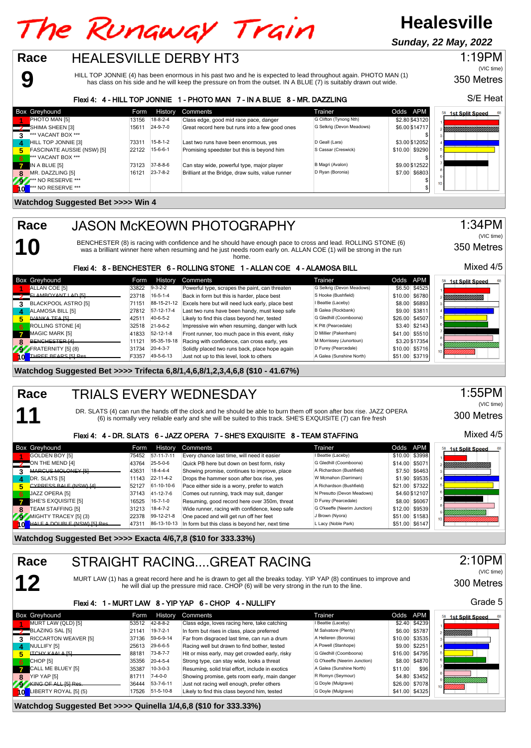# The Runaway Train

**Healesville**

***Sunday, 22 May, 2022***

## Race 9 — HEALESVILLE DERBY HT3

1:19PM (VIC time) — 350 Metres — S/E Heat

HILL TOP JONNIE (4) has been enormous in his past two and he is expected to lead throughout again. PHOTO MAN (1) has class on his side and he will keep the pressure on from the outset. IN A BLUE (7) is suitably drawn out wide.

**Flexi 4: 4 - HILL TOP JONNIE 1 - PHOTO MAN 7 - IN A BLUE 8 - MR. DAZZLING**

| Box | Greyhound | Form | History | Comments | Trainer | Odds | APM |
|---|---|---|---|---|---|---|---|
| 1 | PHOTO MAN [5] | 13156 | 18-8-2-4 | Class edge, good mid race pace, danger | G Clifton (Tynong Nth) | $2.80 | $43120 |
| 2 | SHIMA SHEEN [3] | 15611 | 24-9-7-0 | Great record here but runs into a few good ones | G Selkrig (Devon Meadows) | $6.00 | $14717 |
| 3 | *** VACANT BOX *** | | | | | | $ |
| 4 | HILL TOP JONNIE [3] | 73311 | 15-8-1-2 | Last two runs have been enormous, yes | D Geall (Lara) | $3.00 | $12052 |
| 5 | FASCINATE AUSSIE (NSW) [5] | 22122 | 15-6-6-1 | Promising speedster but this is beyond him | S Cassar (Creswick) | $10.00 | $9290 |
| 6 | *** VACANT BOX *** | | | | | | $ |
| 7 | IN A BLUE [5] | 73123 | 37-8-8-6 | Can stay wide, powerful type, major player | B Magri (Avalon) | $9.00 | $12522 |
| 8 | MR. DAZZLING [5] | 16121 | 23-7-8-2 | Brilliant at the Bridge, draw suits, value runner | D Ryan (Boronia) | $7.00 | $6803 |
| 9 | *** NO RESERVE *** | | | | | | $ |
| 10 | *** NO RESERVE *** | | | | | | $ |

**Watchdog Suggested Bet >>>> Win 4**

## Race 10 — JASON McKEOWN PHOTOGRAPHY

1:34PM (VIC time) — 350 Metres — Mixed 4/5

BENCHESTER (8) is racing with confidence and he should have enough pace to cross and lead. ROLLING STONE (6) was a brilliant winner here when resuming and he just needs room early on. ALLAN COE (1) will be strong in the run home.

**Flexi 4: 8 - BENCHESTER 6 - ROLLING STONE 1 - ALLAN COE 4 - ALAMOSA BILL**

| Box | Greyhound | Form | History | Comments | Trainer | Odds | APM |
|---|---|---|---|---|---|---|---|
| 1 | ALLAN COE [5] | 33822 | 9-3-2-2 | Powerful type, scrapes the paint, can threaten | G Selkrig (Devon Meadows) | $6.50 | $4525 |
| 2 | ~~FLAMBOYANT LAD [5]~~ | 23718 | 16-5-1-4 | Back in form but this is harder, place best | S Hooke (Bushfield) | $10.00 | $6780 |
| 3 | BLACKPOOL ASTRO [5] | 71151 | 88-15-21-12 | Excels here but will need luck early, place best | I Beattie (Laceby) | $8.00 | $6893 |
| 4 | ALAMOSA BILL [5] | 27812 | 57-12-17-4 | Last two runs have been handy, must keep safe | B Galea (Rockbank) | $9.00 | $3811 |
| 5 | ~~IVANKA TEA [5]~~ | 42511 | 40-6-5-2 | Likely to find this class beyond her, tested | G Gledhill (Coomboona) | $26.00 | $4507 |
| 6 | ROLLING STONE [4] | 32518 | 21-9-6-2 | Impressive win when resuming, danger with luck | K Pitt (Pearcedale) | $3.40 | $2143 |
| 7 | MAGIC MARK [5] | 41833 | 52-12-1-8 | Front runner, too much pace in this event, risky | D Millier (Pakenham) | $41.00 | $5510 |
| 8 | ~~BENCHESTER [4]~~ | 11121 | 95-35-19-18 | Racing with confidence, can cross early, yes | M Morrissey (Junortoun) | $3.20 | $17354 |
| 9 | FRATERNITY [5] (8) | 31734 | 20-4-3-7 | Solidly placed two runs back, place hope again | D Furey (Pearcedale) | $10.00 | $5716 |
| 10 | ~~THREE BEARS [5] Res~~ | F3357 | 49-5-6-13 | Just not up to this level, look to others | A Galea (Sunshine North) | $51.00 | $3719 |

**Watchdog Suggested Bet >>>> Trifecta 6,8/1,4,6,8/1,2,3,4,6,8 ($10 - 41.67%)**

## Race 11 — TRIALS EVERY WEDNESDAY

1:55PM (VIC time) — 300 Metres — Mixed 4/5

DR. SLATS (4) can run the hands off the clock and he should be able to burn them off soon after box rise. JAZZ OPERA (6) is normally very reliable early and she will be suited to this track. SHE'S EXQUISITE (7) can fire fresh

**Flexi 4: 4 - DR. SLATS 6 - JAZZ OPERA 7 - SHE'S EXQUISITE 8 - TEAM STAFFING**

| Box | Greyhound | Form | History | Comments | Trainer | Odds | APM |
|---|---|---|---|---|---|---|---|
| 1 | GOLDEN BOY [5] | 75452 | 57-11-7-11 | Every chance last time, will need it easier | I Beattie (Laceby) | $10.00 | $3998 |
| 2 | ON THE MEND [4] | 43764 | 25-5-0-6 | Quick PB here but down on best form, risky | G Gledhill (Coomboona) | $14.00 | $5071 |
| 3 | ~~MARCUS MOLONEY [5]~~ | 43631 | 18-4-4-4 | Showing promise, continues to improve, place | A Richardson (Bushfield) | $7.50 | $6463 |
| 4 | DR. SLATS [5] | 11143 | 22-11-4-2 | Drops the hammer soon after box rise, yes | W Mcmahon (Darriman) | $1.90 | $9535 |
| 5 | ~~CYPRESS BALE (NSW) [4]~~ | 52127 | 61-10-10-6 | Pace either side is a worry, prefer to watch | A Richardson (Bushfield) | $21.00 | $7322 |
| 6 | JAZZ OPERA [5] | 37143 | 41-12-7-6 | Comes out running, track may suit, danger | N Presutto (Devon Meadows) | $4.60 | $12107 |
| 7 | SHE'S EXQUISITE [5] | 16525 | 16-7-1-0 | Resuming, good record here over 350m, threat | D Furey (Pearcedale) | $8.00 | $6067 |
| 8 | TEAM STAFFING [5] | 31213 | 18-4-7-2 | Wide runner, racing with confidence, keep safe | G O'keeffe (Neerim Junction) | $12.00 | $9539 |
| 9 | MIGHTY TRACEY [5] (3) | 22378 | 99-12-21-8 | One paced and will get run off her feet | J Brown (Nyora) | $51.00 | $1583 |
| 10 | ~~HALF A DOUBLE (NSW) [5] Res~~ | 47311 | 86-13-10-13 | In form but this class is beyond her, next time | L Lacy (Noble Park) | $51.00 | $6147 |

**Watchdog Suggested Bet >>>> Exacta 4/6,7,8 ($10 for 333.33%)**

## Race 12 — STRAIGHT RACING....GREAT RACING

2:10PM (VIC time) — 300 Metres — Grade 5

MURT LAW (1) has a great record here and he is drawn to get all the breaks today. YIP YAP (8) continues to improve and he will dial up the pressure mid race. CHOP (6) will be very strong in the run to the line.

**Flexi 4: 1 - MURT LAW 8 - YIP YAP 6 - CHOP 4 - NULLIFY**

| Box | Greyhound | Form | History | Comments | Trainer | Odds | APM |
|---|---|---|---|---|---|---|---|
| 1 | MURT LAW (QLD) [5] | 53512 | 42-8-8-2 | Class edge, loves racing here, take catching | I Beattie (Laceby) | $2.40 | $4239 |
| 2 | BLAZING SAL [5] | 21141 | 19-7-2-1 | In form but rises in class, place preferred | M Salvatore (Plenty) | $6.00 | $5787 |
| 3 | RICCARTON WEAVER [5] | 37136 | 59-6-9-14 | Far from disgraced last time, can run a drum | A Helleren (Boronia) | $10.00 | $3535 |
| 4 | NULLIFY [5] | 25613 | 29-6-6-5 | Racing well but drawn to find bother, tested | A Powell (Stanhope) | $9.00 | $2251 |
| 5 | ~~ITCHY KAALA [5]~~ | 88181 | 73-8-7-7 | Hit or miss early, may get crowded early, risky | G Gledhill (Coomboona) | $16.00 | $4795 |
| 6 | CHOP [5] | 35356 | 20-4-5-4 | Strong type, can stay wide, looks a threat | G O'keeffe (Neerim Junction) | $8.00 | $4870 |
| 7 | CALL ME BLUEY [5] | 35387 | 10-3-0-3 | Resuming, solid trial effort, include in exotics | A Galea (Sunshine North) | $11.00 | $96 |
| 8 | YIP YAP [5] | 81711 | 7-4-0-0 | Showing promise, gets room early, main danger | R Romyn (Seymour) | $4.80 | $3452 |
| 9 | ~~KING OF ALL [5] Res~~ | 36444 | 53-7-6-11 | Just not racing well enough, prefer others | G Doyle (Mulgrave) | $26.00 | $7078 |
| 10 | LIBERTY ROYAL [5] (5) | 17526 | 51-5-10-8 | Likely to find this class beyond him, tested | G Doyle (Mulgrave) | $41.00 | $4325 |

**Watchdog Suggested Bet >>>> Quinella 1/4,6,8 ($10 for 333.33%)**